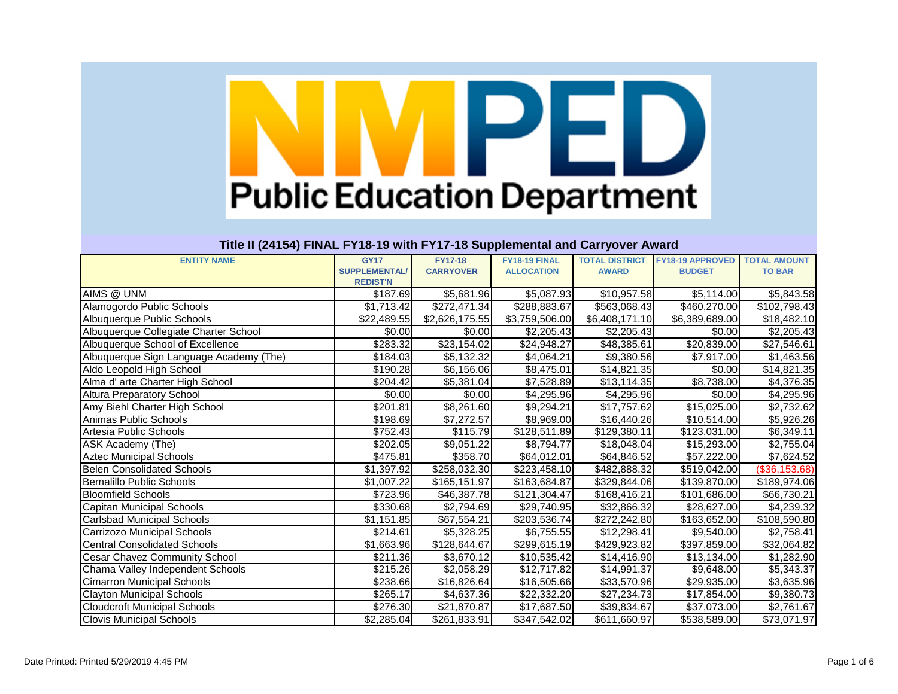# NMPED Public Education Department

## Title II (24154) FINAL FY18-19 with FY17-18 Supplemental and Carryover Award

| ENTITY NAME | GY17 SUPPLEMENTAL/ REDIST'N | FY17-18 CARRYOVER | FY18-19 FINAL ALLOCATION | TOTAL DISTRICT AWARD | FY18-19 APPROVED BUDGET | TOTAL AMOUNT TO BAR |
|---|---|---|---|---|---|---|
| AIMS @ UNM | $187.69 | $5,681.96 | $5,087.93 | $10,957.58 | $5,114.00 | $5,843.58 |
| Alamogordo Public Schools | $1,713.42 | $272,471.34 | $288,883.67 | $563,068.43 | $460,270.00 | $102,798.43 |
| Albuquerque Public Schools | $22,489.55 | $2,626,175.55 | $3,759,506.00 | $6,408,171.10 | $6,389,689.00 | $18,482.10 |
| Albuquerque Collegiate Charter School | $0.00 | $0.00 | $2,205.43 | $2,205.43 | $0.00 | $2,205.43 |
| Albuquerque School of Excellence | $283.32 | $23,154.02 | $24,948.27 | $48,385.61 | $20,839.00 | $27,546.61 |
| Albuquerque Sign Language Academy (The) | $184.03 | $5,132.32 | $4,064.21 | $9,380.56 | $7,917.00 | $1,463.56 |
| Aldo Leopold High School | $190.28 | $6,156.06 | $8,475.01 | $14,821.35 | $0.00 | $14,821.35 |
| Alma d' arte Charter High School | $204.42 | $5,381.04 | $7,528.89 | $13,114.35 | $8,738.00 | $4,376.35 |
| Altura Preparatory School | $0.00 | $0.00 | $4,295.96 | $4,295.96 | $0.00 | $4,295.96 |
| Amy Biehl Charter High School | $201.81 | $8,261.60 | $9,294.21 | $17,757.62 | $15,025.00 | $2,732.62 |
| Animas Public Schools | $198.69 | $7,272.57 | $8,969.00 | $16,440.26 | $10,514.00 | $5,926.26 |
| Artesia Public Schools | $752.43 | $115.79 | $128,511.89 | $129,380.11 | $123,031.00 | $6,349.11 |
| ASK Academy (The) | $202.05 | $9,051.22 | $8,794.77 | $18,048.04 | $15,293.00 | $2,755.04 |
| Aztec Municipal Schools | $475.81 | $358.70 | $64,012.01 | $64,846.52 | $57,222.00 | $7,624.52 |
| Belen Consolidated Schools | $1,397.92 | $258,032.30 | $223,458.10 | $482,888.32 | $519,042.00 | ($36,153.68) |
| Bernalillo Public Schools | $1,007.22 | $165,151.97 | $163,684.87 | $329,844.06 | $139,870.00 | $189,974.06 |
| Bloomfield Schools | $723.96 | $46,387.78 | $121,304.47 | $168,416.21 | $101,686.00 | $66,730.21 |
| Capitan Municipal Schools | $330.68 | $2,794.69 | $29,740.95 | $32,866.32 | $28,627.00 | $4,239.32 |
| Carlsbad Municipal Schools | $1,151.85 | $67,554.21 | $203,536.74 | $272,242.80 | $163,652.00 | $108,590.80 |
| Carrizozo Municipal Schools | $214.61 | $5,328.25 | $6,755.55 | $12,298.41 | $9,540.00 | $2,758.41 |
| Central Consolidated Schools | $1,663.96 | $128,644.67 | $299,615.19 | $429,923.82 | $397,859.00 | $32,064.82 |
| Cesar Chavez Community School | $211.36 | $3,670.12 | $10,535.42 | $14,416.90 | $13,134.00 | $1,282.90 |
| Chama Valley Independent Schools | $215.26 | $2,058.29 | $12,717.82 | $14,991.37 | $9,648.00 | $5,343.37 |
| Cimarron Municipal Schools | $238.66 | $16,826.64 | $16,505.66 | $33,570.96 | $29,935.00 | $3,635.96 |
| Clayton Municipal Schools | $265.17 | $4,637.36 | $22,332.20 | $27,234.73 | $17,854.00 | $9,380.73 |
| Cloudcroft Municipal Schools | $276.30 | $21,870.87 | $17,687.50 | $39,834.67 | $37,073.00 | $2,761.67 |
| Clovis Municipal Schools | $2,285.04 | $261,833.91 | $347,542.02 | $611,660.97 | $538,589.00 | $73,071.97 |

Date Printed: Printed 5/29/2019 4:45 PM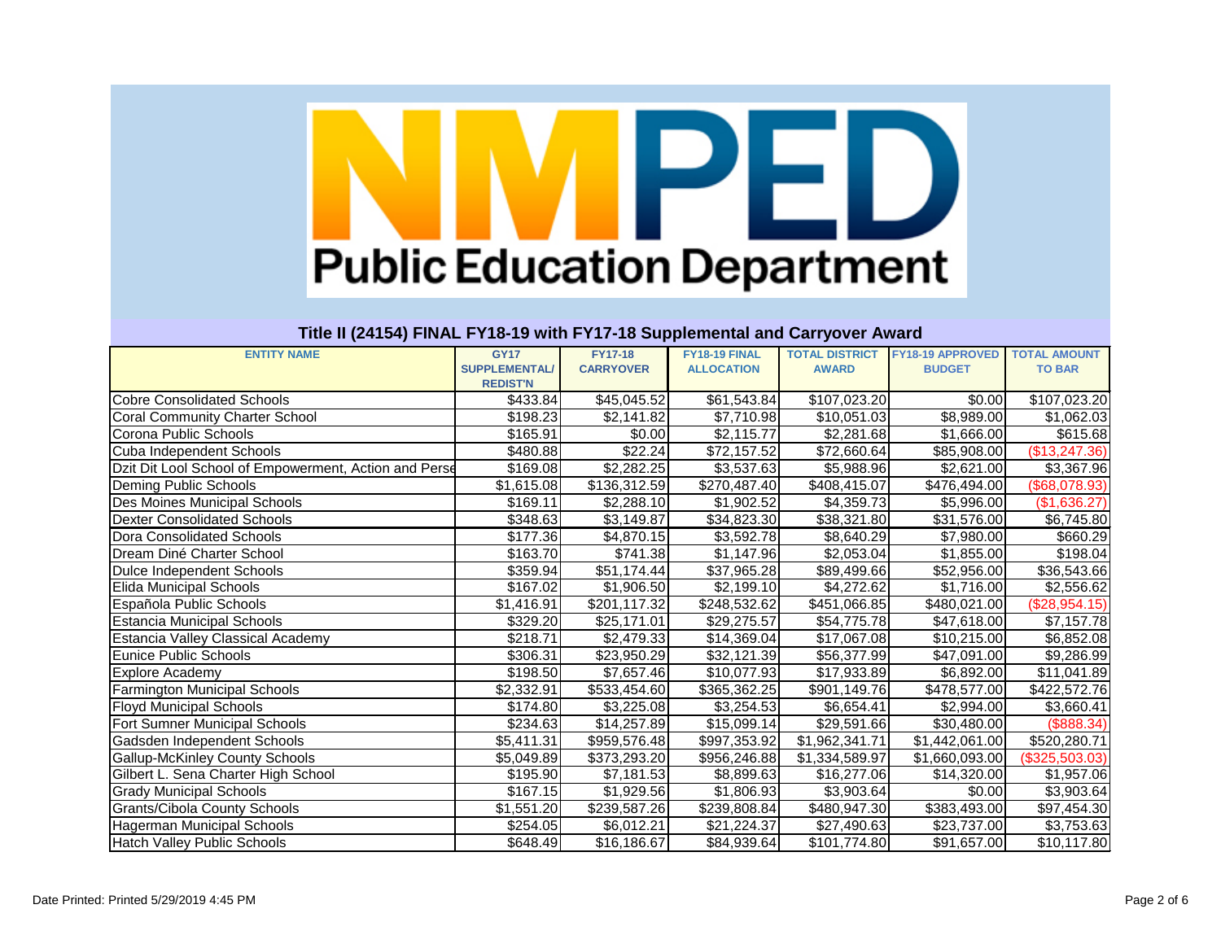# Public Education Department

## Title II (24154) FINAL FY18-19 with FY17-18 Supplemental and Carryover Award

| ENTITY NAME | GY17 SUPPLEMENTAL/ REDIST'N | FY17-18 CARRYOVER | FY18-19 FINAL ALLOCATION | TOTAL DISTRICT AWARD | FY18-19 APPROVED BUDGET | TOTAL AMOUNT TO BAR |
|---|---|---|---|---|---|---|
| Cobre Consolidated Schools | $433.84 | $45,045.52 | $61,543.84 | $107,023.20 | $0.00 | $107,023.20 |
| Coral Community Charter School | $198.23 | $2,141.82 | $7,710.98 | $10,051.03 | $8,989.00 | $1,062.03 |
| Corona Public Schools | $165.91 | $0.00 | $2,115.77 | $2,281.68 | $1,666.00 | $615.68 |
| Cuba Independent Schools | $480.88 | $22.24 | $72,157.52 | $72,660.64 | $85,908.00 | ($13,247.36) |
| Dzit Dit Lool School of Empowerment, Action and Perse | $169.08 | $2,282.25 | $3,537.63 | $5,988.96 | $2,621.00 | $3,367.96 |
| Deming Public Schools | $1,615.08 | $136,312.59 | $270,487.40 | $408,415.07 | $476,494.00 | ($68,078.93) |
| Des Moines Municipal Schools | $169.11 | $2,288.10 | $1,902.52 | $4,359.73 | $5,996.00 | ($1,636.27) |
| Dexter Consolidated Schools | $348.63 | $3,149.87 | $34,823.30 | $38,321.80 | $31,576.00 | $6,745.80 |
| Dora Consolidated Schools | $177.36 | $4,870.15 | $3,592.78 | $8,640.29 | $7,980.00 | $660.29 |
| Dream Diné Charter School | $163.70 | $741.38 | $1,147.96 | $2,053.04 | $1,855.00 | $198.04 |
| Dulce Independent Schools | $359.94 | $51,174.44 | $37,965.28 | $89,499.66 | $52,956.00 | $36,543.66 |
| Elida Municipal Schools | $167.02 | $1,906.50 | $2,199.10 | $4,272.62 | $1,716.00 | $2,556.62 |
| Española Public Schools | $1,416.91 | $201,117.32 | $248,532.62 | $451,066.85 | $480,021.00 | ($28,954.15) |
| Estancia Municipal Schools | $329.20 | $25,171.01 | $29,275.57 | $54,775.78 | $47,618.00 | $7,157.78 |
| Estancia Valley Classical Academy | $218.71 | $2,479.33 | $14,369.04 | $17,067.08 | $10,215.00 | $6,852.08 |
| Eunice Public Schools | $306.31 | $23,950.29 | $32,121.39 | $56,377.99 | $47,091.00 | $9,286.99 |
| Explore Academy | $198.50 | $7,657.46 | $10,077.93 | $17,933.89 | $6,892.00 | $11,041.89 |
| Farmington Municipal Schools | $2,332.91 | $533,454.60 | $365,362.25 | $901,149.76 | $478,577.00 | $422,572.76 |
| Floyd Municipal Schools | $174.80 | $3,225.08 | $3,254.53 | $6,654.41 | $2,994.00 | $3,660.41 |
| Fort Sumner Municipal Schools | $234.63 | $14,257.89 | $15,099.14 | $29,591.66 | $30,480.00 | ($888.34) |
| Gadsden Independent Schools | $5,411.31 | $959,576.48 | $997,353.92 | $1,962,341.71 | $1,442,061.00 | $520,280.71 |
| Gallup-McKinley County Schools | $5,049.89 | $373,293.20 | $956,246.88 | $1,334,589.97 | $1,660,093.00 | ($325,503.03) |
| Gilbert L. Sena Charter High School | $195.90 | $7,181.53 | $8,899.63 | $16,277.06 | $14,320.00 | $1,957.06 |
| Grady Municipal Schools | $167.15 | $1,929.56 | $1,806.93 | $3,903.64 | $0.00 | $3,903.64 |
| Grants/Cibola County Schools | $1,551.20 | $239,587.26 | $239,808.84 | $480,947.30 | $383,493.00 | $97,454.30 |
| Hagerman Municipal Schools | $254.05 | $6,012.21 | $21,224.37 | $27,490.63 | $23,737.00 | $3,753.63 |
| Hatch Valley Public Schools | $648.49 | $16,186.67 | $84,939.64 | $101,774.80 | $91,657.00 | $10,117.80 |

Date Printed: Printed 5/29/2019 4:45 PM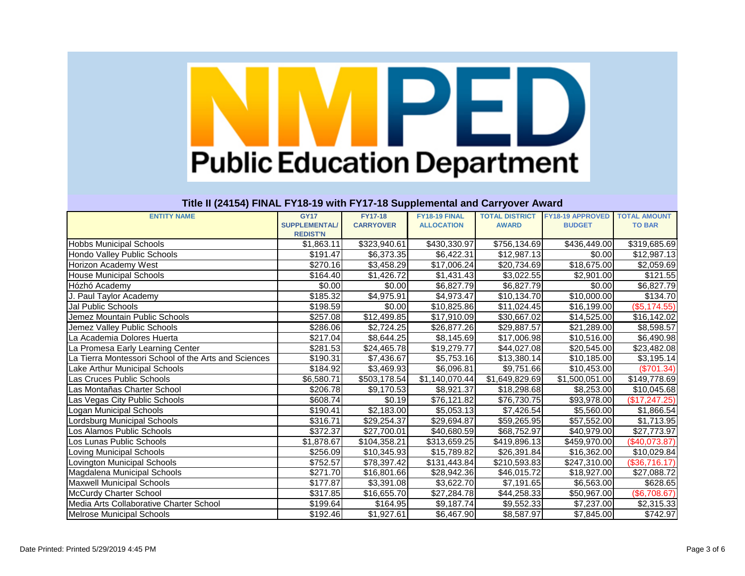# Public Education Department

## Title II (24154) FINAL FY18-19 with FY17-18 Supplemental and Carryover Award

| ENTITY NAME | GY17 SUPPLEMENTAL/ REDIST'N | FY17-18 CARRYOVER | FY18-19 FINAL ALLOCATION | TOTAL DISTRICT AWARD | FY18-19 APPROVED BUDGET | TOTAL AMOUNT TO BAR |
|---|---|---|---|---|---|---|
| Hobbs Municipal Schools | $1,863.11 | $323,940.61 | $430,330.97 | $756,134.69 | $436,449.00 | $319,685.69 |
| Hondo Valley Public Schools | $191.47 | $6,373.35 | $6,422.31 | $12,987.13 | $0.00 | $12,987.13 |
| Horizon Academy West | $270.16 | $3,458.29 | $17,006.24 | $20,734.69 | $18,675.00 | $2,059.69 |
| House Municipal Schools | $164.40 | $1,426.72 | $1,431.43 | $3,022.55 | $2,901.00 | $121.55 |
| Hózhó Academy | $0.00 | $0.00 | $6,827.79 | $6,827.79 | $0.00 | $6,827.79 |
| J. Paul Taylor Academy | $185.32 | $4,975.91 | $4,973.47 | $10,134.70 | $10,000.00 | $134.70 |
| Jal Public Schools | $198.59 | $0.00 | $10,825.86 | $11,024.45 | $16,199.00 | ($5,174.55) |
| Jemez Mountain Public Schools | $257.08 | $12,499.85 | $17,910.09 | $30,667.02 | $14,525.00 | $16,142.02 |
| Jemez Valley Public Schools | $286.06 | $2,724.25 | $26,877.26 | $29,887.57 | $21,289.00 | $8,598.57 |
| La Academia Dolores Huerta | $217.04 | $8,644.25 | $8,145.69 | $17,006.98 | $10,516.00 | $6,490.98 |
| La Promesa Early Learning Center | $281.53 | $24,465.78 | $19,279.77 | $44,027.08 | $20,545.00 | $23,482.08 |
| La Tierra Montessori School of the Arts and Sciences | $190.31 | $7,436.67 | $5,753.16 | $13,380.14 | $10,185.00 | $3,195.14 |
| Lake Arthur Municipal Schools | $184.92 | $3,469.93 | $6,096.81 | $9,751.66 | $10,453.00 | ($701.34) |
| Las Cruces Public Schools | $6,580.71 | $503,178.54 | $1,140,070.44 | $1,649,829.69 | $1,500,051.00 | $149,778.69 |
| Las Montañas Charter School | $206.78 | $9,170.53 | $8,921.37 | $18,298.68 | $8,253.00 | $10,045.68 |
| Las Vegas City Public Schools | $608.74 | $0.19 | $76,121.82 | $76,730.75 | $93,978.00 | ($17,247.25) |
| Logan Municipal Schools | $190.41 | $2,183.00 | $5,053.13 | $7,426.54 | $5,560.00 | $1,866.54 |
| Lordsburg Municipal Schools | $316.71 | $29,254.37 | $29,694.87 | $59,265.95 | $57,552.00 | $1,713.95 |
| Los Alamos Public Schools | $372.37 | $27,700.01 | $40,680.59 | $68,752.97 | $40,979.00 | $27,773.97 |
| Los Lunas Public Schools | $1,878.67 | $104,358.21 | $313,659.25 | $419,896.13 | $459,970.00 | ($40,073.87) |
| Loving Municipal Schools | $256.09 | $10,345.93 | $15,789.82 | $26,391.84 | $16,362.00 | $10,029.84 |
| Lovington Municipal Schools | $752.57 | $78,397.42 | $131,443.84 | $210,593.83 | $247,310.00 | ($36,716.17) |
| Magdalena Municipal Schools | $271.70 | $16,801.66 | $28,942.36 | $46,015.72 | $18,927.00 | $27,088.72 |
| Maxwell Municipal Schools | $177.87 | $3,391.08 | $3,622.70 | $7,191.65 | $6,563.00 | $628.65 |
| McCurdy Charter School | $317.85 | $16,655.70 | $27,284.78 | $44,258.33 | $50,967.00 | ($6,708.67) |
| Media Arts Collaborative Charter School | $199.64 | $164.95 | $9,187.74 | $9,552.33 | $7,237.00 | $2,315.33 |
| Melrose Municipal Schools | $192.46 | $1,927.61 | $6,467.90 | $8,587.97 | $7,845.00 | $742.97 |

Date Printed: Printed 5/29/2019 4:45 PM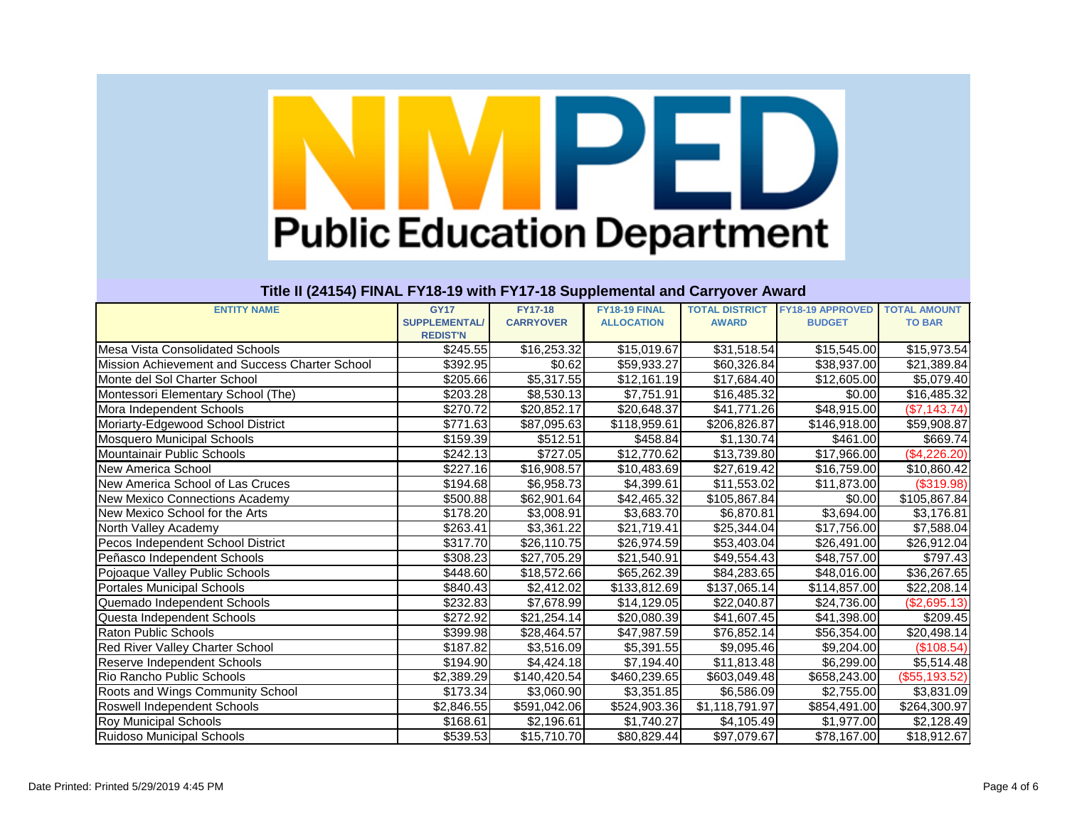# NMPED Public Education Department

## Title II (24154) FINAL FY18-19 with FY17-18 Supplemental and Carryover Award

| ENTITY NAME | GY17 SUPPLEMENTAL/ REDIST'N | FY17-18 CARRYOVER | FY18-19 FINAL ALLOCATION | TOTAL DISTRICT AWARD | FY18-19 APPROVED BUDGET | TOTAL AMOUNT TO BAR |
|---|---|---|---|---|---|---|
| Mesa Vista Consolidated Schools | $245.55 | $16,253.32 | $15,019.67 | $31,518.54 | $15,545.00 | $15,973.54 |
| Mission Achievement and Success Charter School | $392.95 | $0.62 | $59,933.27 | $60,326.84 | $38,937.00 | $21,389.84 |
| Monte del Sol Charter School | $205.66 | $5,317.55 | $12,161.19 | $17,684.40 | $12,605.00 | $5,079.40 |
| Montessori Elementary School (The) | $203.28 | $8,530.13 | $7,751.91 | $16,485.32 | $0.00 | $16,485.32 |
| Mora Independent Schools | $270.72 | $20,852.17 | $20,648.37 | $41,771.26 | $48,915.00 | ($7,143.74) |
| Moriarty-Edgewood School District | $771.63 | $87,095.63 | $118,959.61 | $206,826.87 | $146,918.00 | $59,908.87 |
| Mosquero Municipal Schools | $159.39 | $512.51 | $458.84 | $1,130.74 | $461.00 | $669.74 |
| Mountainair Public Schools | $242.13 | $727.05 | $12,770.62 | $13,739.80 | $17,966.00 | ($4,226.20) |
| New America School | $227.16 | $16,908.57 | $10,483.69 | $27,619.42 | $16,759.00 | $10,860.42 |
| New America School of Las Cruces | $194.68 | $6,958.73 | $4,399.61 | $11,553.02 | $11,873.00 | ($319.98) |
| New Mexico Connections Academy | $500.88 | $62,901.64 | $42,465.32 | $105,867.84 | $0.00 | $105,867.84 |
| New Mexico School for the Arts | $178.20 | $3,008.91 | $3,683.70 | $6,870.81 | $3,694.00 | $3,176.81 |
| North Valley Academy | $263.41 | $3,361.22 | $21,719.41 | $25,344.04 | $17,756.00 | $7,588.04 |
| Pecos Independent School District | $317.70 | $26,110.75 | $26,974.59 | $53,403.04 | $26,491.00 | $26,912.04 |
| Peñasco Independent Schools | $308.23 | $27,705.29 | $21,540.91 | $49,554.43 | $48,757.00 | $797.43 |
| Pojoaque Valley Public Schools | $448.60 | $18,572.66 | $65,262.39 | $84,283.65 | $48,016.00 | $36,267.65 |
| Portales Municipal Schools | $840.43 | $2,412.02 | $133,812.69 | $137,065.14 | $114,857.00 | $22,208.14 |
| Quemado Independent Schools | $232.83 | $7,678.99 | $14,129.05 | $22,040.87 | $24,736.00 | ($2,695.13) |
| Questa Independent Schools | $272.92 | $21,254.14 | $20,080.39 | $41,607.45 | $41,398.00 | $209.45 |
| Raton Public Schools | $399.98 | $28,464.57 | $47,987.59 | $76,852.14 | $56,354.00 | $20,498.14 |
| Red River Valley Charter School | $187.82 | $3,516.09 | $5,391.55 | $9,095.46 | $9,204.00 | ($108.54) |
| Reserve Independent Schools | $194.90 | $4,424.18 | $7,194.40 | $11,813.48 | $6,299.00 | $5,514.48 |
| Rio Rancho Public Schools | $2,389.29 | $140,420.54 | $460,239.65 | $603,049.48 | $658,243.00 | ($55,193.52) |
| Roots and Wings Community School | $173.34 | $3,060.90 | $3,351.85 | $6,586.09 | $2,755.00 | $3,831.09 |
| Roswell Independent Schools | $2,846.55 | $591,042.06 | $524,903.36 | $1,118,791.97 | $854,491.00 | $264,300.97 |
| Roy Municipal Schools | $168.61 | $2,196.61 | $1,740.27 | $4,105.49 | $1,977.00 | $2,128.49 |
| Ruidoso Municipal Schools | $539.53 | $15,710.70 | $80,829.44 | $97,079.67 | $78,167.00 | $18,912.67 |

Date Printed: Printed 5/29/2019 4:45 PM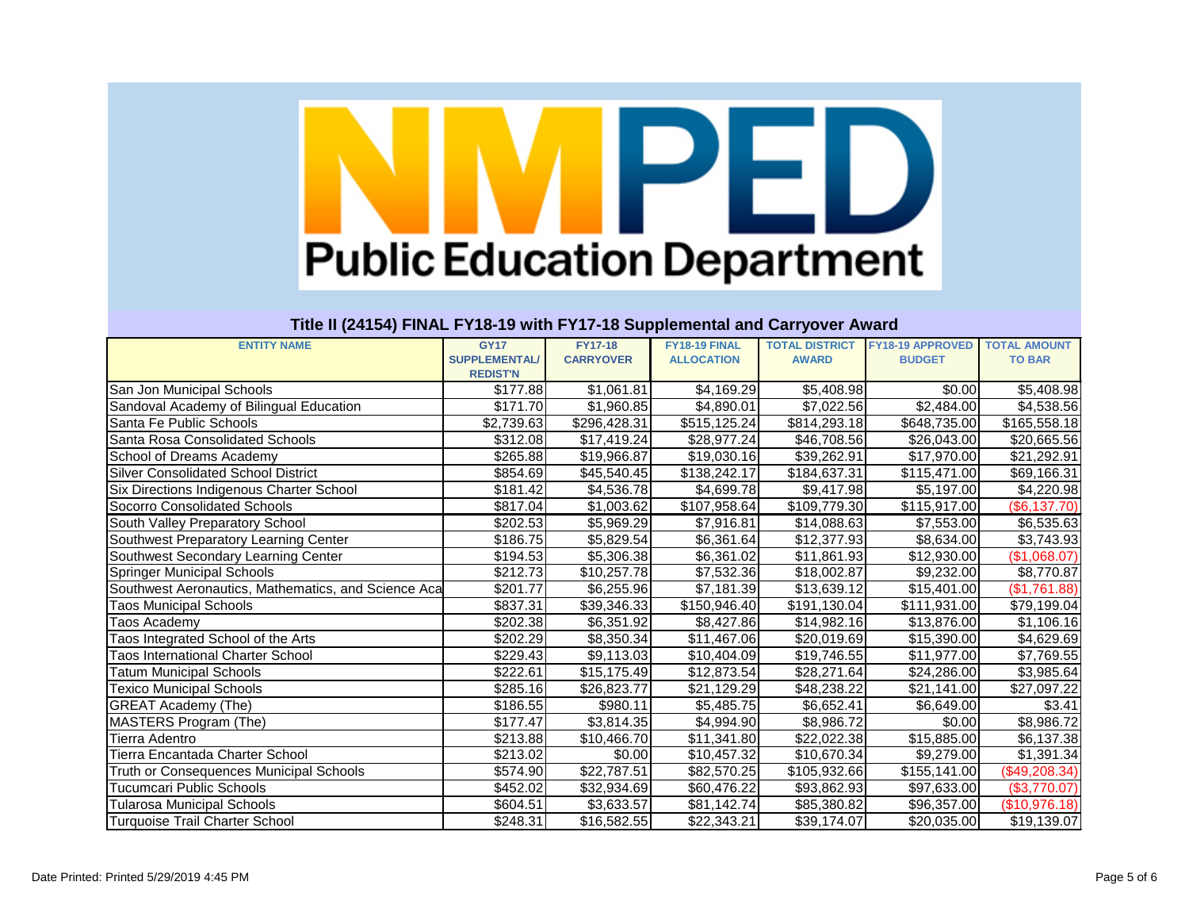NMPED Public Education Department

## Title II (24154) FINAL FY18-19 with FY17-18 Supplemental and Carryover Award

| ENTITY NAME | GY17 SUPPLEMENTAL/ REDIST'N | FY17-18 CARRYOVER | FY18-19 FINAL ALLOCATION | TOTAL DISTRICT AWARD | FY18-19 APPROVED BUDGET | TOTAL AMOUNT TO BAR |
|---|---|---|---|---|---|---|
| San Jon Municipal Schools | $177.88 | $1,061.81 | $4,169.29 | $5,408.98 | $0.00 | $5,408.98 |
| Sandoval Academy of Bilingual Education | $171.70 | $1,960.85 | $4,890.01 | $7,022.56 | $2,484.00 | $4,538.56 |
| Santa Fe Public Schools | $2,739.63 | $296,428.31 | $515,125.24 | $814,293.18 | $648,735.00 | $165,558.18 |
| Santa Rosa Consolidated Schools | $312.08 | $17,419.24 | $28,977.24 | $46,708.56 | $26,043.00 | $20,665.56 |
| School of Dreams Academy | $265.88 | $19,966.87 | $19,030.16 | $39,262.91 | $17,970.00 | $21,292.91 |
| Silver Consolidated School District | $854.69 | $45,540.45 | $138,242.17 | $184,637.31 | $115,471.00 | $69,166.31 |
| Six Directions Indigenous Charter School | $181.42 | $4,536.78 | $4,699.78 | $9,417.98 | $5,197.00 | $4,220.98 |
| Socorro Consolidated Schools | $817.04 | $1,003.62 | $107,958.64 | $109,779.30 | $115,917.00 | ($6,137.70) |
| South Valley Preparatory School | $202.53 | $5,969.29 | $7,916.81 | $14,088.63 | $7,553.00 | $6,535.63 |
| Southwest Preparatory Learning Center | $186.75 | $5,829.54 | $6,361.64 | $12,377.93 | $8,634.00 | $3,743.93 |
| Southwest Secondary Learning Center | $194.53 | $5,306.38 | $6,361.02 | $11,861.93 | $12,930.00 | ($1,068.07) |
| Springer Municipal Schools | $212.73 | $10,257.78 | $7,532.36 | $18,002.87 | $9,232.00 | $8,770.87 |
| Southwest Aeronautics, Mathematics, and Science Aca | $201.77 | $6,255.96 | $7,181.39 | $13,639.12 | $15,401.00 | ($1,761.88) |
| Taos Municipal Schools | $837.31 | $39,346.33 | $150,946.40 | $191,130.04 | $111,931.00 | $79,199.04 |
| Taos Academy | $202.38 | $6,351.92 | $8,427.86 | $14,982.16 | $13,876.00 | $1,106.16 |
| Taos Integrated School of the Arts | $202.29 | $8,350.34 | $11,467.06 | $20,019.69 | $15,390.00 | $4,629.69 |
| Taos International Charter School | $229.43 | $9,113.03 | $10,404.09 | $19,746.55 | $11,977.00 | $7,769.55 |
| Tatum Municipal Schools | $222.61 | $15,175.49 | $12,873.54 | $28,271.64 | $24,286.00 | $3,985.64 |
| Texico Municipal Schools | $285.16 | $26,823.77 | $21,129.29 | $48,238.22 | $21,141.00 | $27,097.22 |
| GREAT Academy (The) | $186.55 | $980.11 | $5,485.75 | $6,652.41 | $6,649.00 | $3.41 |
| MASTERS Program (The) | $177.47 | $3,814.35 | $4,994.90 | $8,986.72 | $0.00 | $8,986.72 |
| Tierra Adentro | $213.88 | $10,466.70 | $11,341.80 | $22,022.38 | $15,885.00 | $6,137.38 |
| Tierra Encantada Charter School | $213.02 | $0.00 | $10,457.32 | $10,670.34 | $9,279.00 | $1,391.34 |
| Truth or Consequences Municipal Schools | $574.90 | $22,787.51 | $82,570.25 | $105,932.66 | $155,141.00 | ($49,208.34) |
| Tucumcari Public Schools | $452.02 | $32,934.69 | $60,476.22 | $93,862.93 | $97,633.00 | ($3,770.07) |
| Tularosa Municipal Schools | $604.51 | $3,633.57 | $81,142.74 | $85,380.82 | $96,357.00 | ($10,976.18) |
| Turquoise Trail Charter School | $248.31 | $16,582.55 | $22,343.21 | $39,174.07 | $20,035.00 | $19,139.07 |

Date Printed: Printed 5/29/2019 4:45 PM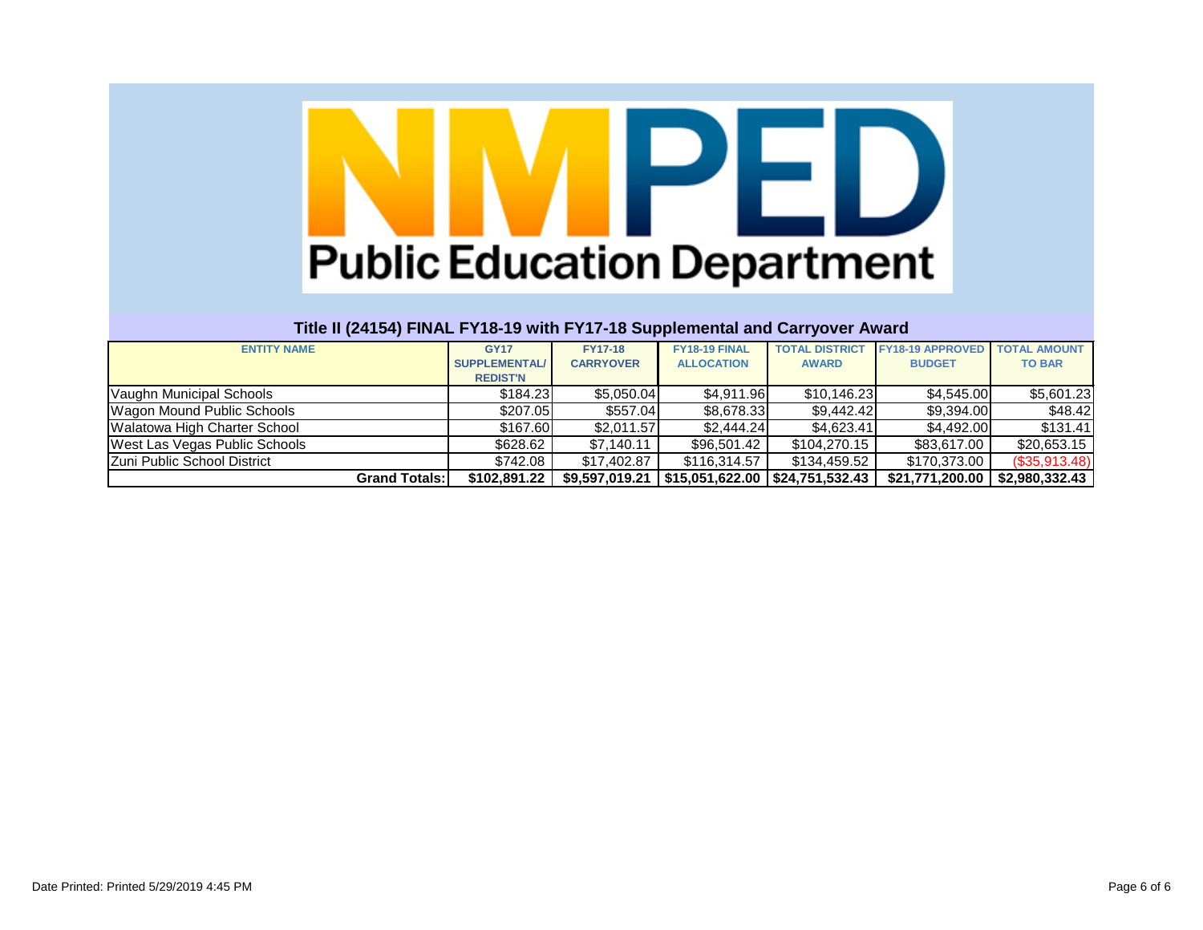Public Education Department

## Title II (24154) FINAL FY18-19 with FY17-18 Supplemental and Carryover Award

| ENTITY NAME | GY17 SUPPLEMENTAL/ REDIST'N | FY17-18 CARRYOVER | FY18-19 FINAL ALLOCATION | TOTAL DISTRICT AWARD | FY18-19 APPROVED BUDGET | TOTAL AMOUNT TO BAR |
|---|---|---|---|---|---|---|
| Vaughn Municipal Schools | $184.23 | $5,050.04 | $4,911.96 | $10,146.23 | $4,545.00 | $5,601.23 |
| Wagon Mound Public Schools | $207.05 | $557.04 | $8,678.33 | $9,442.42 | $9,394.00 | $48.42 |
| Walatowa High Charter School | $167.60 | $2,011.57 | $2,444.24 | $4,623.41 | $4,492.00 | $131.41 |
| West Las Vegas Public Schools | $628.62 | $7,140.11 | $96,501.42 | $104,270.15 | $83,617.00 | $20,653.15 |
| Zuni Public School District | $742.08 | $17,402.87 | $116,314.57 | $134,459.52 | $170,373.00 | ($35,913.48) |
| **Grand Totals:** | **$102,891.22** | **$9,597,019.21** | **$15,051,622.00** | **$24,751,532.43** | **$21,771,200.00** | **$2,980,332.43** |

Date Printed: Printed 5/29/2019 4:45 PM